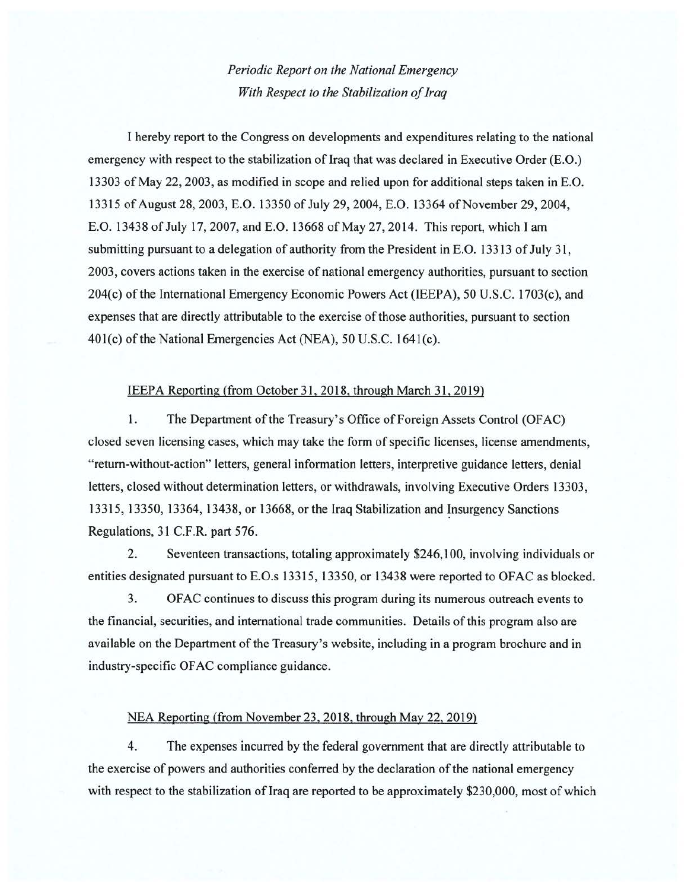*Periodic Report on the National Emergency*
*With Respect to the Stabilization of Iraq*

I hereby report to the Congress on developments and expenditures relating to the national emergency with respect to the stabilization of Iraq that was declared in Executive Order (E.O.) 13303 of May 22, 2003, as modified in scope and relied upon for additional steps taken in E.O. 13315 of August 28, 2003, E.O. 13350 of July 29, 2004, E.O. 13364 of November 29, 2004, E.O. 13438 of July 17, 2007, and E.O. 13668 of May 27, 2014. This report, which I am submitting pursuant to a delegation of authority from the President in E.O. 13313 of July 31, 2003, covers actions taken in the exercise of national emergency authorities, pursuant to section 204(c) of the International Emergency Economic Powers Act (IEEPA), 50 U.S.C. 1703(c), and expenses that are directly attributable to the exercise of those authorities, pursuant to section 401(c) of the National Emergencies Act (NEA), 50 U.S.C. 1641(c).

IEEPA Reporting (from October 31, 2018, through March 31, 2019)

1. The Department of the Treasury's Office of Foreign Assets Control (OFAC) closed seven licensing cases, which may take the form of specific licenses, license amendments, "return-without-action" letters, general information letters, interpretive guidance letters, denial letters, closed without determination letters, or withdrawals, involving Executive Orders 13303, 13315, 13350, 13364, 13438, or 13668, or the Iraq Stabilization and Insurgency Sanctions Regulations, 31 C.F.R. part 576.

2. Seventeen transactions, totaling approximately $246,100, involving individuals or entities designated pursuant to E.O.s 13315, 13350, or 13438 were reported to OFAC as blocked.

3. OFAC continues to discuss this program during its numerous outreach events to the financial, securities, and international trade communities. Details of this program also are available on the Department of the Treasury's website, including in a program brochure and in industry-specific OFAC compliance guidance.

NEA Reporting (from November 23, 2018, through May 22, 2019)

4. The expenses incurred by the federal government that are directly attributable to the exercise of powers and authorities conferred by the declaration of the national emergency with respect to the stabilization of Iraq are reported to be approximately $230,000, most of which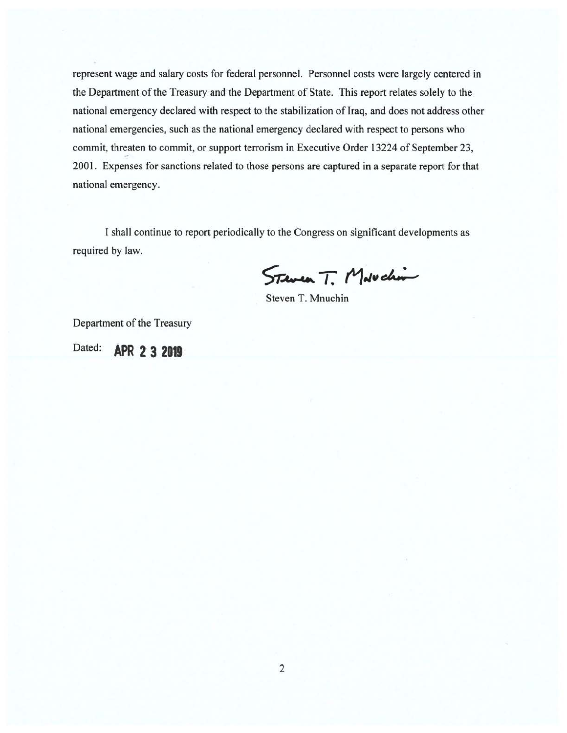represent wage and salary costs for federal personnel. Personnel costs were largely centered in the Department of the Treasury and the Department of State. This report relates solely to the national emergency declared with respect to the stabilization of Iraq, and does not address other national emergencies, such as the national emergency declared with respect to persons who commit, threaten to commit, or support terrorism in Executive Order 13224 of September 23, 2001. Expenses for sanctions related to those persons are captured in a separate report for that national emergency.

I shall continue to report periodically to the Congress on significant developments as required by law.

Steven T. Mnuchin

Steven T. Mnuchin

Department of the Treasury

Dated: **APR 2 3 2019**